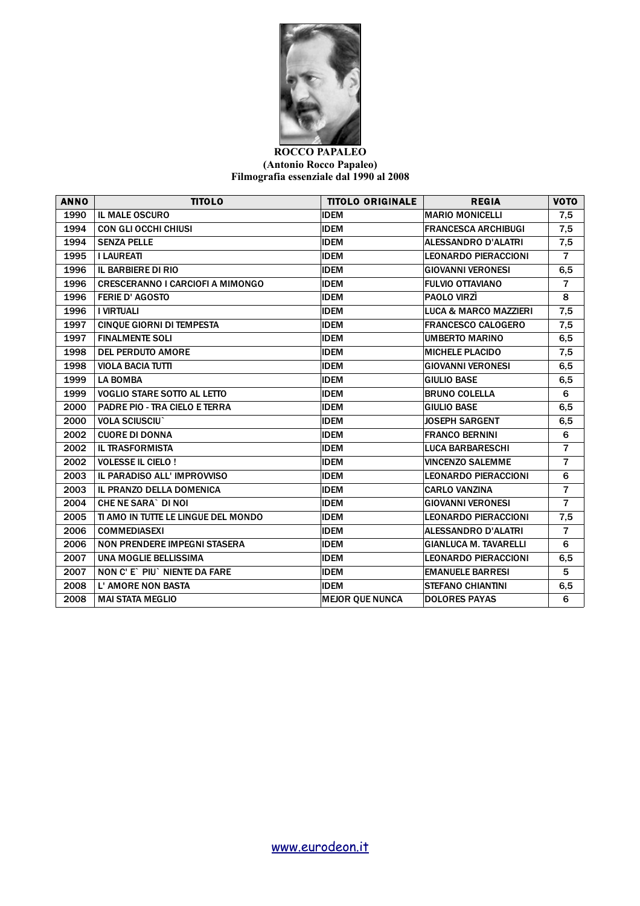**ROCCO PAPALEO**
**(Antonio Rocco Papaleo)**
**Filmografia essenziale dal 1990 al 2008**

| ANNO | TITOLO | TITOLO ORIGINALE | REGIA | VOTO |
|---|---|---|---|---|
| 1990 | IL MALE OSCURO | IDEM | MARIO MONICELLI | 7,5 |
| 1994 | CON GLI OCCHI CHIUSI | IDEM | FRANCESCA ARCHIBUGI | 7,5 |
| 1994 | SENZA PELLE | IDEM | ALESSANDRO D'ALATRI | 7,5 |
| 1995 | I LAUREATI | IDEM | LEONARDO PIERACCIONI | 7 |
| 1996 | IL BARBIERE DI RIO | IDEM | GIOVANNI VERONESI | 6,5 |
| 1996 | CRESCERANNO I CARCIOFI A MIMONGO | IDEM | FULVIO OTTAVIANO | 7 |
| 1996 | FERIE D' AGOSTO | IDEM | PAOLO VIRZÌ | 8 |
| 1996 | I VIRTUALI | IDEM | LUCA & MARCO MAZZIERI | 7,5 |
| 1997 | CINQUE GIORNI DI TEMPESTA | IDEM | FRANCESCO CALOGERO | 7,5 |
| 1997 | FINALMENTE SOLI | IDEM | UMBERTO MARINO | 6,5 |
| 1998 | DEL PERDUTO AMORE | IDEM | MICHELE PLACIDO | 7,5 |
| 1998 | VIOLA BACIA TUTTI | IDEM | GIOVANNI VERONESI | 6,5 |
| 1999 | LA BOMBA | IDEM | GIULIO BASE | 6,5 |
| 1999 | VOGLIO STARE SOTTO AL LETTO | IDEM | BRUNO COLELLA | 6 |
| 2000 | PADRE PIO - TRA CIELO E TERRA | IDEM | GIULIO BASE | 6,5 |
| 2000 | VOLA SCIUSCIU` | IDEM | JOSEPH SARGENT | 6,5 |
| 2002 | CUORE DI DONNA | IDEM | FRANCO BERNINI | 6 |
| 2002 | IL TRASFORMISTA | IDEM | LUCA BARBARESCHI | 7 |
| 2002 | VOLESSE IL CIELO ! | IDEM | VINCENZO SALEMME | 7 |
| 2003 | IL PARADISO ALL' IMPROVVISO | IDEM | LEONARDO PIERACCIONI | 6 |
| 2003 | IL PRANZO DELLA DOMENICA | IDEM | CARLO VANZINA | 7 |
| 2004 | CHE NE SARA` DI NOI | IDEM | GIOVANNI VERONESI | 7 |
| 2005 | TI AMO IN TUTTE LE LINGUE DEL MONDO | IDEM | LEONARDO PIERACCIONI | 7,5 |
| 2006 | COMMEDIASEXI | IDEM | ALESSANDRO D'ALATRI | 7 |
| 2006 | NON PRENDERE IMPEGNI STASERA | IDEM | GIANLUCA M. TAVARELLI | 6 |
| 2007 | UNA MOGLIE BELLISSIMA | IDEM | LEONARDO PIERACCIONI | 6,5 |
| 2007 | NON C' E` PIU` NIENTE DA FARE | IDEM | EMANUELE BARRESI | 5 |
| 2008 | L' AMORE NON BASTA | IDEM | STEFANO CHIANTINI | 6,5 |
| 2008 | MAI STATA MEGLIO | MEJOR QUE NUNCA | DOLORES PAYAS | 6 |

www.eurodeon.it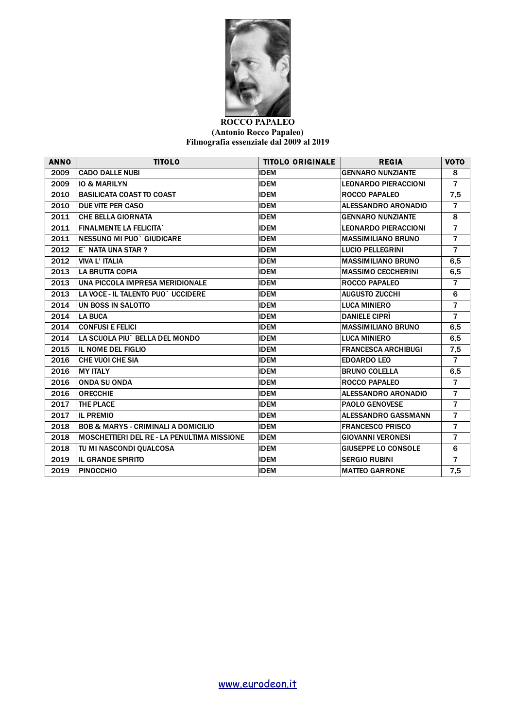**ROCCO PAPALEO**
**(Antonio Rocco Papaleo)**
**Filmografia essenziale dal 2009 al 2019**

| ANNO | TITOLO | TITOLO ORIGINALE | REGIA | VOTO |
|---|---|---|---|---|
| 2009 | CADO DALLE NUBI | IDEM | GENNARO NUNZIANTE | 8 |
| 2009 | IO & MARILYN | IDEM | LEONARDO PIERACCIONI | 7 |
| 2010 | BASILICATA COAST TO COAST | IDEM | ROCCO PAPALEO | 7,5 |
| 2010 | DUE VITE PER CASO | IDEM | ALESSANDRO ARONADIO | 7 |
| 2011 | CHE BELLA GIORNATA | IDEM | GENNARO NUNZIANTE | 8 |
| 2011 | FINALMENTE LA FELICITA` | IDEM | LEONARDO PIERACCIONI | 7 |
| 2011 | NESSUNO MI PUO` GIUDICARE | IDEM | MASSIMILIANO BRUNO | 7 |
| 2012 | E` NATA UNA STAR ? | IDEM | LUCIO PELLEGRINI | 7 |
| 2012 | VIVA L' ITALIA | IDEM | MASSIMILIANO BRUNO | 6,5 |
| 2013 | LA BRUTTA COPIA | IDEM | MASSIMO CECCHERINI | 6,5 |
| 2013 | UNA PICCOLA IMPRESA MERIDIONALE | IDEM | ROCCO PAPALEO | 7 |
| 2013 | LA VOCE - IL TALENTO PUO` UCCIDERE | IDEM | AUGUSTO ZUCCHI | 6 |
| 2014 | UN BOSS IN SALOTTO | IDEM | LUCA MINIERO | 7 |
| 2014 | LA BUCA | IDEM | DANIELE CIPRÌ | 7 |
| 2014 | CONFUSI E FELICI | IDEM | MASSIMILIANO BRUNO | 6,5 |
| 2014 | LA SCUOLA PIU` BELLA DEL MONDO | IDEM | LUCA MINIERO | 6,5 |
| 2015 | IL NOME DEL FIGLIO | IDEM | FRANCESCA ARCHIBUGI | 7,5 |
| 2016 | CHE VUOI CHE SIA | IDEM | EDOARDO LEO | 7 |
| 2016 | MY ITALY | IDEM | BRUNO COLELLA | 6,5 |
| 2016 | ONDA SU ONDA | IDEM | ROCCO PAPALEO | 7 |
| 2016 | ORECCHIE | IDEM | ALESSANDRO ARONADIO | 7 |
| 2017 | THE PLACE | IDEM | PAOLO GENOVESE | 7 |
| 2017 | IL PREMIO | IDEM | ALESSANDRO GASSMANN | 7 |
| 2018 | BOB & MARYS - CRIMINALI A DOMICILIO | IDEM | FRANCESCO PRISCO | 7 |
| 2018 | MOSCHETTIERI DEL RE - LA PENULTIMA MISSIONE | IDEM | GIOVANNI VERONESI | 7 |
| 2018 | TU MI NASCONDI QUALCOSA | IDEM | GIUSEPPE LO CONSOLE | 6 |
| 2019 | IL GRANDE SPIRITO | IDEM | SERGIO RUBINI | 7 |
| 2019 | PINOCCHIO | IDEM | MATTEO GARRONE | 7,5 |

www.eurodeon.it